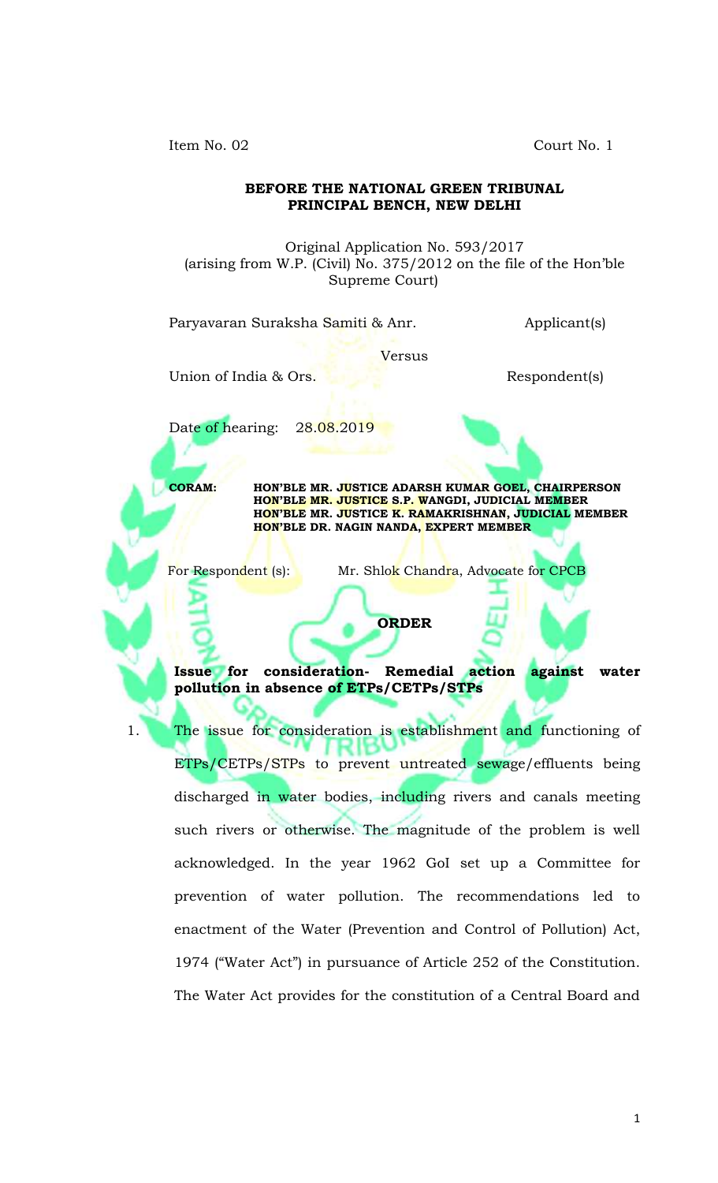Item No. 02 Court No. 1

**BEFORE THE NATIONAL GREEN TRIBUNAL**
**PRINCIPAL BENCH, NEW DELHI**

Original Application No. 593/2017
(arising from W.P. (Civil) No. 375/2012 on the file of the Hon'ble Supreme Court)

Paryavaran Suraksha Samiti & Anr. Applicant(s)

Versus

Union of India & Ors. Respondent(s)

Date of hearing: 28.08.2019

**CORAM:** **HON'BLE MR. JUSTICE ADARSH KUMAR GOEL, CHAIRPERSON**
**HON'BLE MR. JUSTICE S.P. WANGDI, JUDICIAL MEMBER**
**HON'BLE MR. JUSTICE K. RAMAKRISHNAN, JUDICIAL MEMBER**
**HON'BLE DR. NAGIN NANDA, EXPERT MEMBER**

For Respondent (s): Mr. Shlok Chandra, Advocate for CPCB

**ORDER**

**Issue for consideration- Remedial action against water pollution in absence of ETPs/CETPs/STPs**

1. The issue for consideration is establishment and functioning of ETPs/CETPs/STPs to prevent untreated sewage/effluents being discharged in water bodies, including rivers and canals meeting such rivers or otherwise. The magnitude of the problem is well acknowledged. In the year 1962 GoI set up a Committee for prevention of water pollution. The recommendations led to enactment of the Water (Prevention and Control of Pollution) Act, 1974 ("Water Act") in pursuance of Article 252 of the Constitution. The Water Act provides for the constitution of a Central Board and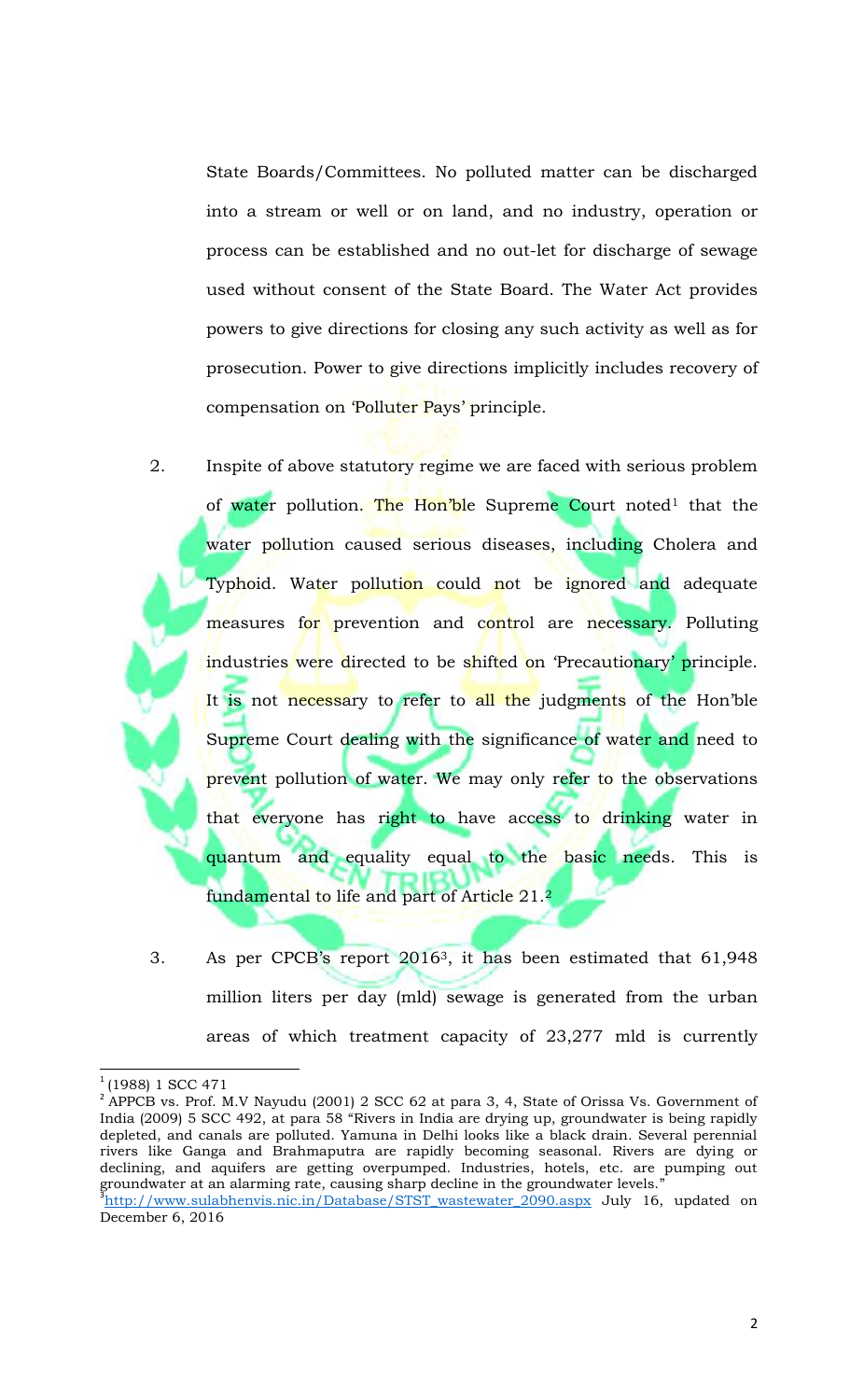State Boards/Committees. No polluted matter can be discharged into a stream or well or on land, and no industry, operation or process can be established and no out-let for discharge of sewage used without consent of the State Board. The Water Act provides powers to give directions for closing any such activity as well as for prosecution. Power to give directions implicitly includes recovery of compensation on 'Polluter Pays' principle.

2. Inspite of above statutory regime we are faced with serious problem of water pollution. The Hon'ble Supreme Court noted[1] that the water pollution caused serious diseases, including Cholera and Typhoid. Water pollution could not be ignored and adequate measures for prevention and control are necessary. Polluting industries were directed to be shifted on 'Precautionary' principle. It is not necessary to refer to all the judgments of the Hon'ble Supreme Court dealing with the significance of water and need to prevent pollution of water. We may only refer to the observations that everyone has right to have access to drinking water in quantum and equality equal to the basic needs. This is fundamental to life and part of Article 21.[2]

3. As per CPCB's report 2016[3], it has been estimated that 61,948 million liters per day (mld) sewage is generated from the urban areas of which treatment capacity of 23,277 mld is currently

---

[1] (1988) 1 SCC 471

[2] APPCB vs. Prof. M.V Nayudu (2001) 2 SCC 62 at para 3, 4, State of Orissa Vs. Government of India (2009) 5 SCC 492, at para 58 "Rivers in India are drying up, groundwater is being rapidly depleted, and canals are polluted. Yamuna in Delhi looks like a black drain. Several perennial rivers like Ganga and Brahmaputra are rapidly becoming seasonal. Rivers are dying or declining, and aquifers are getting overpumped. Industries, hotels, etc. are pumping out groundwater at an alarming rate, causing sharp decline in the groundwater levels."

[3] http://www.sulabhenvis.nic.in/Database/STST_wastewater_2090.aspx July 16, updated on December 6, 2016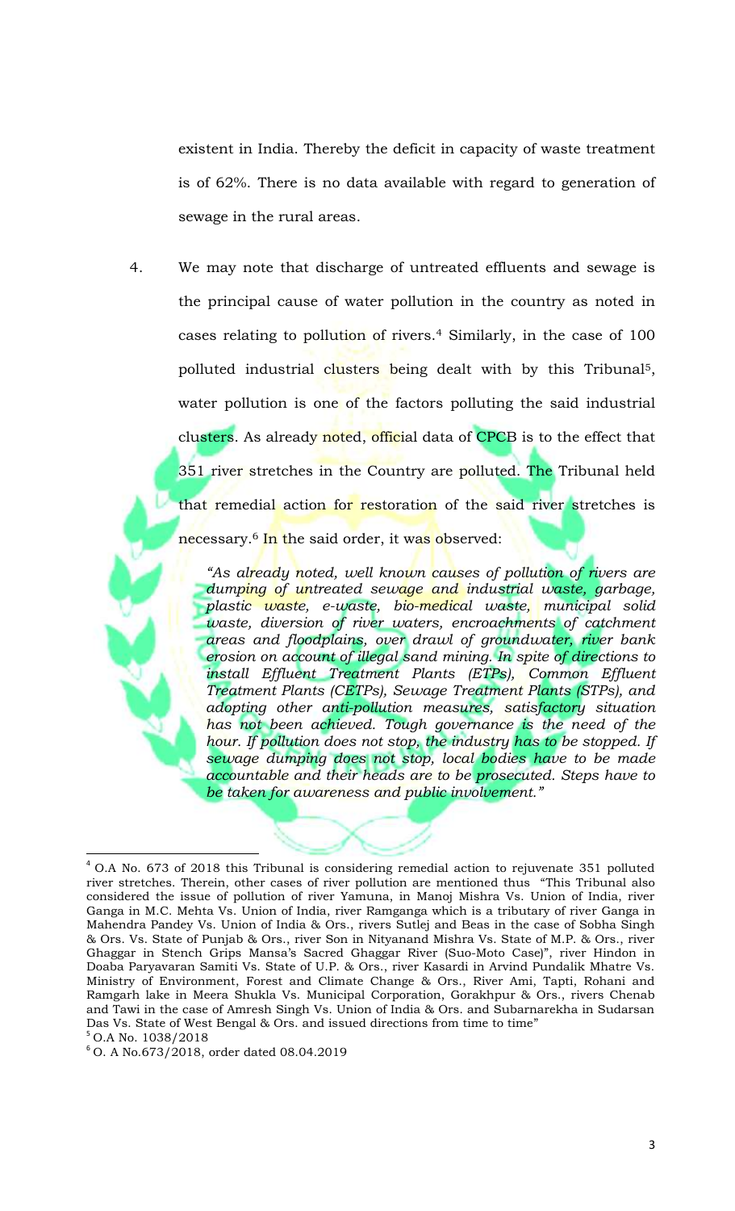existent in India. Thereby the deficit in capacity of waste treatment is of 62%. There is no data available with regard to generation of sewage in the rural areas.

4. We may note that discharge of untreated effluents and sewage is the principal cause of water pollution in the country as noted in cases relating to pollution of rivers.[4] Similarly, in the case of 100 polluted industrial clusters being dealt with by this Tribunal[5], water pollution is one of the factors polluting the said industrial clusters. As already noted, official data of CPCB is to the effect that 351 river stretches in the Country are polluted. The Tribunal held that remedial action for restoration of the said river stretches is necessary.[6] In the said order, it was observed:

> *"As already noted, well known causes of pollution of rivers are dumping of untreated sewage and industrial waste, garbage, plastic waste, e-waste, bio-medical waste, municipal solid waste, diversion of river waters, encroachments of catchment areas and floodplains, over drawl of groundwater, river bank erosion on account of illegal sand mining. In spite of directions to install Effluent Treatment Plants (ETPs), Common Effluent Treatment Plants (CETPs), Sewage Treatment Plants (STPs), and adopting other anti-pollution measures, satisfactory situation has not been achieved. Tough governance is the need of the hour. If pollution does not stop, the industry has to be stopped. If sewage dumping does not stop, local bodies have to be made accountable and their heads are to be prosecuted. Steps have to be taken for awareness and public involvement."*

---

[4] O.A No. 673 of 2018 this Tribunal is considering remedial action to rejuvenate 351 polluted river stretches. Therein, other cases of river pollution are mentioned thus "This Tribunal also considered the issue of pollution of river Yamuna, in Manoj Mishra Vs. Union of India, river Ganga in M.C. Mehta Vs. Union of India, river Ramganga which is a tributary of river Ganga in Mahendra Pandey Vs. Union of India & Ors., rivers Sutlej and Beas in the case of Sobha Singh & Ors. Vs. State of Punjab & Ors., river Son in Nityanand Mishra Vs. State of M.P. & Ors., river Ghaggar in Stench Grips Mansa's Sacred Ghaggar River (Suo-Moto Case)", river Hindon in Doaba Paryavaran Samiti Vs. State of U.P. & Ors., river Kasardi in Arvind Pundalik Mhatre Vs. Ministry of Environment, Forest and Climate Change & Ors., River Ami, Tapti, Rohani and Ramgarh lake in Meera Shukla Vs. Municipal Corporation, Gorakhpur & Ors., rivers Chenab and Tawi in the case of Amresh Singh Vs. Union of India & Ors. and Subarnarekha in Sudarsan Das Vs. State of West Bengal & Ors. and issued directions from time to time"

[5] O.A No. 1038/2018

[6] O. A No.673/2018, order dated 08.04.2019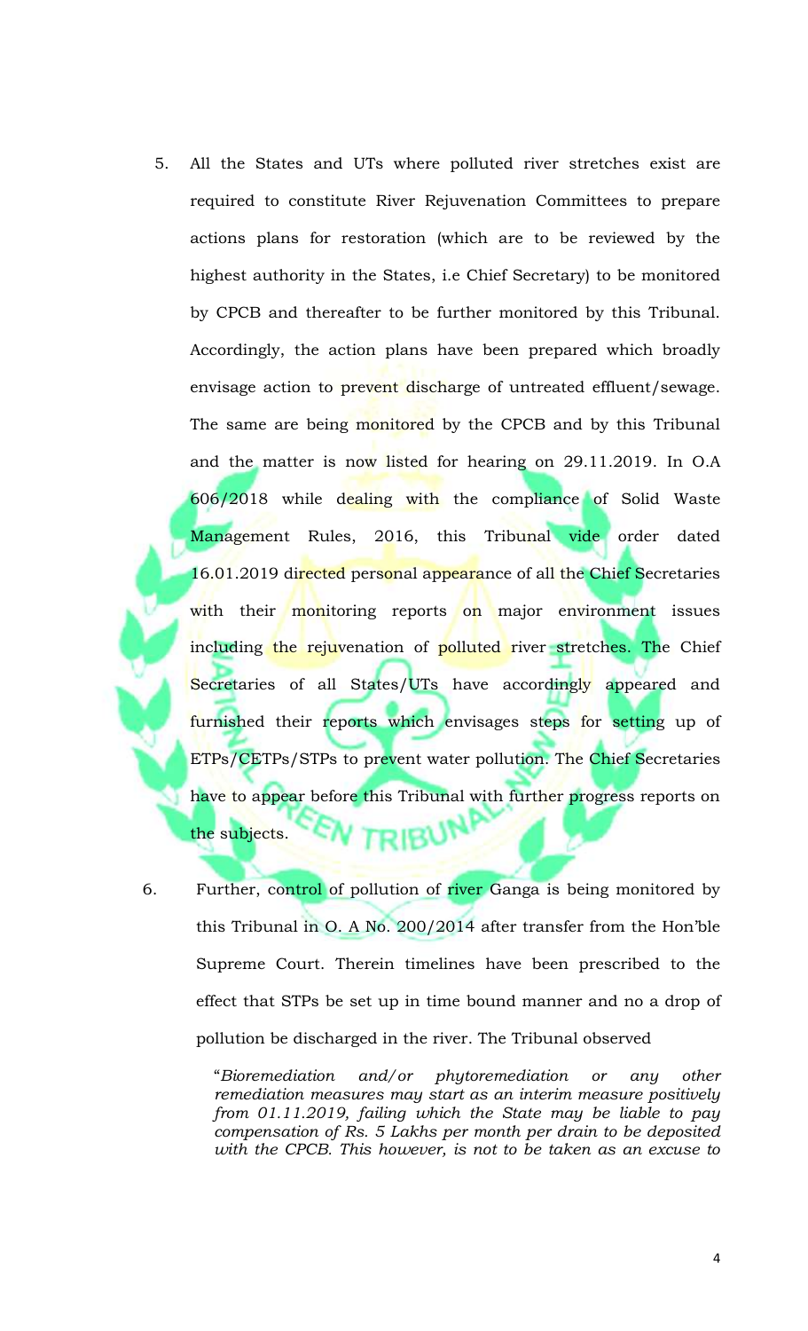5. All the States and UTs where polluted river stretches exist are required to constitute River Rejuvenation Committees to prepare actions plans for restoration (which are to be reviewed by the highest authority in the States, i.e Chief Secretary) to be monitored by CPCB and thereafter to be further monitored by this Tribunal. Accordingly, the action plans have been prepared which broadly envisage action to prevent discharge of untreated effluent/sewage. The same are being monitored by the CPCB and by this Tribunal and the matter is now listed for hearing on 29.11.2019. In O.A 606/2018 while dealing with the compliance of Solid Waste Management Rules, 2016, this Tribunal vide order dated 16.01.2019 directed personal appearance of all the Chief Secretaries with their monitoring reports on major environment issues including the rejuvenation of polluted river stretches. The Chief Secretaries of all States/UTs have accordingly appeared and furnished their reports which envisages steps for setting up of ETPs/CETPs/STPs to prevent water pollution. The Chief Secretaries have to appear before this Tribunal with further progress reports on the subjects.

6. Further, control of pollution of river Ganga is being monitored by this Tribunal in O. A No. 200/2014 after transfer from the Hon'ble Supreme Court. Therein timelines have been prescribed to the effect that STPs be set up in time bound manner and no a drop of pollution be discharged in the river. The Tribunal observed

> "*Bioremediation and/or phytoremediation or any other remediation measures may start as an interim measure positively from 01.11.2019, failing which the State may be liable to pay compensation of Rs. 5 Lakhs per month per drain to be deposited with the CPCB. This however, is not to be taken as an excuse to*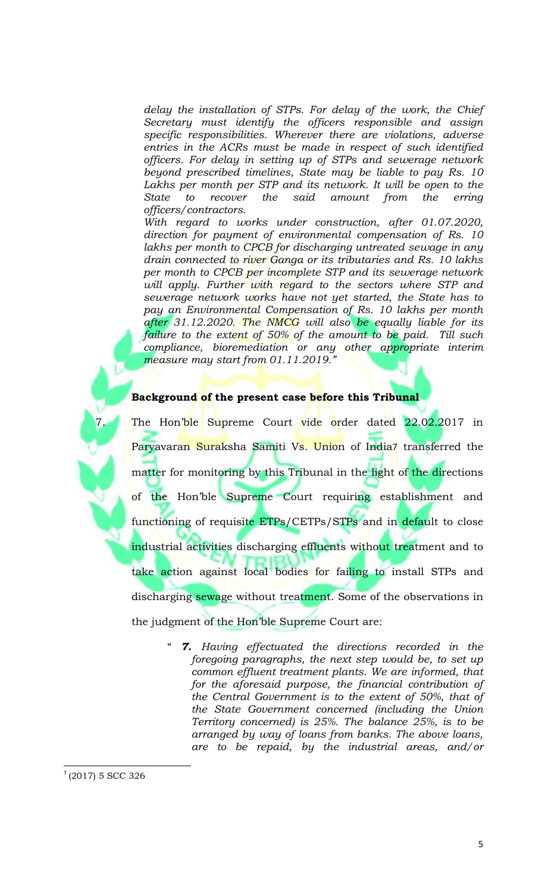*delay the installation of STPs. For delay of the work, the Chief Secretary must identify the officers responsible and assign specific responsibilities. Wherever there are violations, adverse entries in the ACRs must be made in respect of such identified officers. For delay in setting up of STPs and sewerage network beyond prescribed timelines, State may be liable to pay Rs. 10 Lakhs per month per STP and its network. It will be open to the State to recover the said amount from the erring officers/contractors.*

*With regard to works under construction, after 01.07.2020, direction for payment of environmental compensation of Rs. 10 lakhs per month to CPCB for discharging untreated sewage in any drain connected to river Ganga or its tributaries and Rs. 10 lakhs per month to CPCB per incomplete STP and its sewerage network will apply. Further with regard to the sectors where STP and sewerage network works have not yet started, the State has to pay an Environmental Compensation of Rs. 10 lakhs per month after 31.12.2020. The NMCG will also be equally liable for its failure to the extent of 50% of the amount to be paid. Till such compliance, bioremediation or any other appropriate interim measure may start from 01.11.2019."*

**Background of the present case before this Tribunal**

7. The Hon'ble Supreme Court vide order dated 22.02.2017 in Paryavaran Suraksha Samiti Vs. Union of India[7] transferred the matter for monitoring by this Tribunal in the light of the directions of the Hon'ble Supreme Court requiring establishment and functioning of requisite ETPs/CETPs/STPs and in default to close industrial activities discharging effluents without treatment and to take action against local bodies for failing to install STPs and discharging sewage without treatment. Some of the observations in the judgment of the Hon'ble Supreme Court are:

> " ***7.*** *Having effectuated the directions recorded in the foregoing paragraphs, the next step would be, to set up common effluent treatment plants. We are informed, that for the aforesaid purpose, the financial contribution of the Central Government is to the extent of 50%, that of the State Government concerned (including the Union Territory concerned) is 25%. The balance 25%, is to be arranged by way of loans from banks. The above loans, are to be repaid, by the industrial areas, and/or*

[7] (2017) 5 SCC 326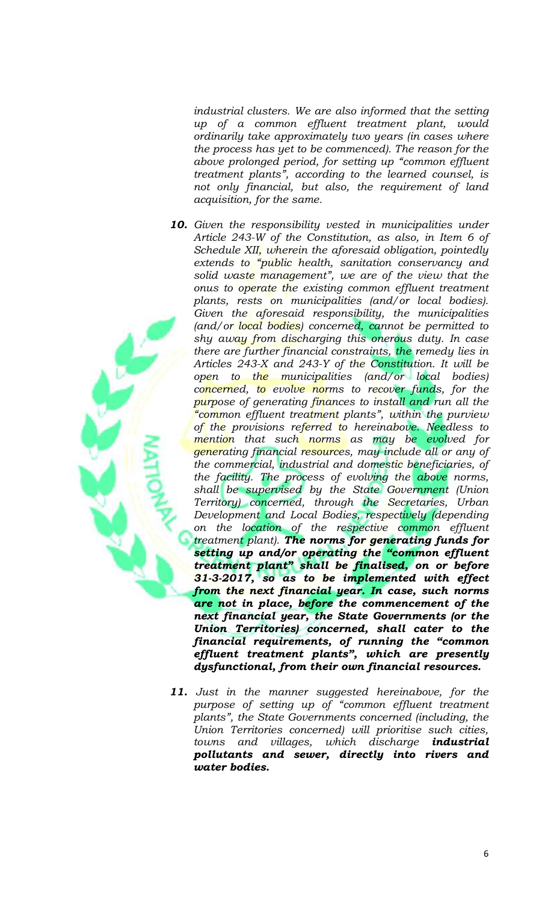*industrial clusters. We are also informed that the setting up of a common effluent treatment plant, would ordinarily take approximately two years (in cases where the process has yet to be commenced). The reason for the above prolonged period, for setting up "common effluent treatment plants", according to the learned counsel, is not only financial, but also, the requirement of land acquisition, for the same.*

**10.** *Given the responsibility vested in municipalities under Article 243-W of the Constitution, as also, in Item 6 of Schedule XII, wherein the aforesaid obligation, pointedly extends to "public health, sanitation conservancy and solid waste management", we are of the view that the onus to operate the existing common effluent treatment plants, rests on municipalities (and/or local bodies). Given the aforesaid responsibility, the municipalities (and/or local bodies) concerned, cannot be permitted to shy away from discharging this onerous duty. In case there are further financial constraints, the remedy lies in Articles 243-X and 243-Y of the Constitution. It will be open to the municipalities (and/or local bodies) concerned, to evolve norms to recover funds, for the purpose of generating finances to install and run all the "common effluent treatment plants", within the purview of the provisions referred to hereinabove. Needless to mention that such norms as may be evolved for generating financial resources, may include all or any of the commercial, industrial and domestic beneficiaries, of the facility. The process of evolving the above norms, shall be supervised by the State Government (Union Territory) concerned, through the Secretaries, Urban Development and Local Bodies, respectively (depending on the location of the respective common effluent treatment plant).* ***The norms for generating funds for setting up and/or operating the "common effluent treatment plant" shall be finalised, on or before 31-3-2017, so as to be implemented with effect from the next financial year. In case, such norms are not in place, before the commencement of the next financial year, the State Governments (or the Union Territories) concerned, shall cater to the financial requirements, of running the "common effluent treatment plants", which are presently dysfunctional, from their own financial resources.***

**11.** *Just in the manner suggested hereinabove, for the purpose of setting up of "common effluent treatment plants", the State Governments concerned (including, the Union Territories concerned) will prioritise such cities, towns and villages, which discharge* ***industrial pollutants and sewer, directly into rivers and water bodies.***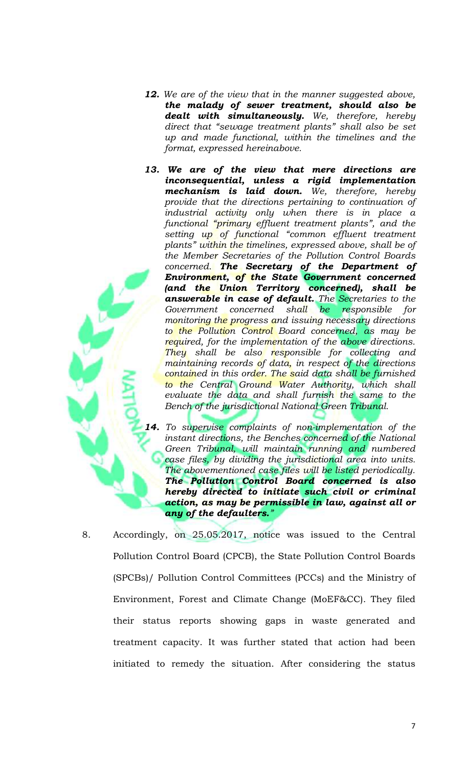> ***12.*** *We are of the view that in the manner suggested above,* ***the malady of sewer treatment, should also be dealt with simultaneously.*** *We, therefore, hereby direct that "sewage treatment plants" shall also be set up and made functional, within the timelines and the format, expressed hereinabove.*
>
> ***13. We are of the view that mere directions are inconsequential, unless a rigid implementation mechanism is laid down.*** *We, therefore, hereby provide that the directions pertaining to continuation of industrial activity only when there is in place a functional "primary effluent treatment plants", and the setting up of functional "common effluent treatment plants" within the timelines, expressed above, shall be of the Member Secretaries of the Pollution Control Boards concerned.* ***The Secretary of the Department of Environment, of the State Government concerned (and the Union Territory concerned), shall be answerable in case of default.*** *The Secretaries to the Government concerned shall be responsible for monitoring the progress and issuing necessary directions to the Pollution Control Board concerned, as may be required, for the implementation of the above directions. They shall be also responsible for collecting and maintaining records of data, in respect of the directions contained in this order. The said data shall be furnished to the Central Ground Water Authority, which shall evaluate the data and shall furnish the same to the Bench of the jurisdictional National Green Tribunal.*
>
> ***14.*** *To supervise complaints of non-implementation of the instant directions, the Benches concerned of the National Green Tribunal, will maintain running and numbered case files, by dividing the jurisdictional area into units. The abovementioned case files will be listed periodically.* ***The Pollution Control Board concerned is also hereby directed to initiate such civil or criminal action, as may be permissible in law, against all or any of the defaulters."***

8. Accordingly, on 25.05.2017, notice was issued to the Central Pollution Control Board (CPCB), the State Pollution Control Boards (SPCBs)/ Pollution Control Committees (PCCs) and the Ministry of Environment, Forest and Climate Change (MoEF&CC). They filed their status reports showing gaps in waste generated and treatment capacity. It was further stated that action had been initiated to remedy the situation. After considering the status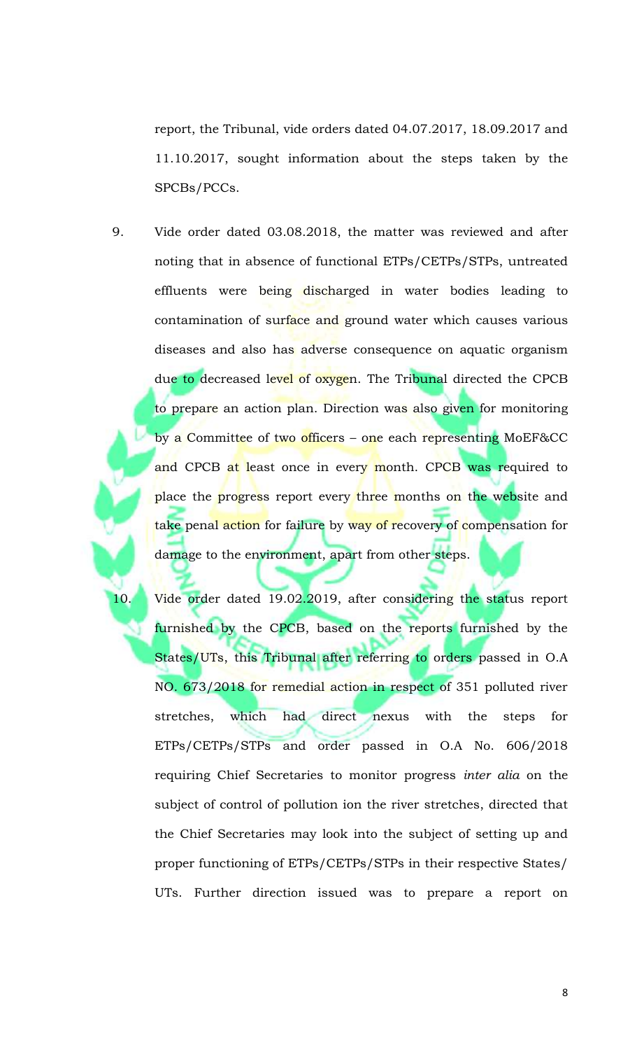report, the Tribunal, vide orders dated 04.07.2017, 18.09.2017 and 11.10.2017, sought information about the steps taken by the SPCBs/PCCs.

9. Vide order dated 03.08.2018, the matter was reviewed and after noting that in absence of functional ETPs/CETPs/STPs, untreated effluents were being discharged in water bodies leading to contamination of surface and ground water which causes various diseases and also has adverse consequence on aquatic organism due to decreased level of oxygen. The Tribunal directed the CPCB to prepare an action plan. Direction was also given for monitoring by a Committee of two officers – one each representing MoEF&CC and CPCB at least once in every month. CPCB was required to place the progress report every three months on the website and take penal action for failure by way of recovery of compensation for damage to the environment, apart from other steps.

10. Vide order dated 19.02.2019, after considering the status report furnished by the CPCB, based on the reports furnished by the States/UTs, this Tribunal after referring to orders passed in O.A NO. 673/2018 for remedial action in respect of 351 polluted river stretches, which had direct nexus with the steps for ETPs/CETPs/STPs and order passed in O.A No. 606/2018 requiring Chief Secretaries to monitor progress *inter alia* on the subject of control of pollution ion the river stretches, directed that the Chief Secretaries may look into the subject of setting up and proper functioning of ETPs/CETPs/STPs in their respective States/ UTs. Further direction issued was to prepare a report on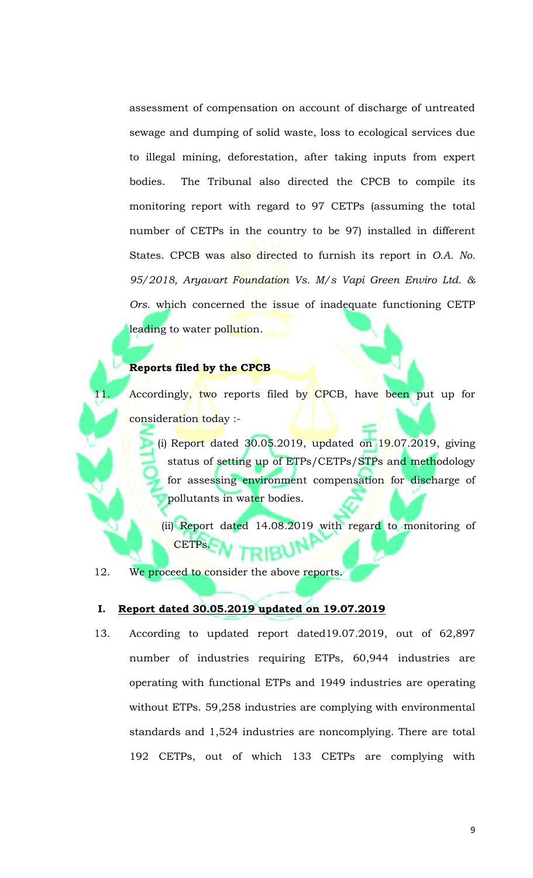assessment of compensation on account of discharge of untreated sewage and dumping of solid waste, loss to ecological services due to illegal mining, deforestation, after taking inputs from expert bodies. The Tribunal also directed the CPCB to compile its monitoring report with regard to 97 CETPs (assuming the total number of CETPs in the country to be 97) installed in different States. CPCB was also directed to furnish its report in *O.A. No. 95/2018, Aryavart Foundation Vs. M/s Vapi Green Enviro Ltd. & Ors.* which concerned the issue of inadequate functioning CETP leading to water pollution.

**Reports filed by the CPCB**

11. Accordingly, two reports filed by CPCB, have been put up for consideration today :-

    (i) Report dated 30.05.2019, updated on 19.07.2019, giving status of setting up of ETPs/CETPs/STPs and methodology for assessing environment compensation for discharge of pollutants in water bodies.

    (ii) Report dated 14.08.2019 with regard to monitoring of CETPs.

12. We proceed to consider the above reports.

## I. Report dated 30.05.2019 updated on 19.07.2019

13. According to updated report dated19.07.2019, out of 62,897 number of industries requiring ETPs, 60,944 industries are operating with functional ETPs and 1949 industries are operating without ETPs. 59,258 industries are complying with environmental standards and 1,524 industries are noncomplying. There are total 192 CETPs, out of which 133 CETPs are complying with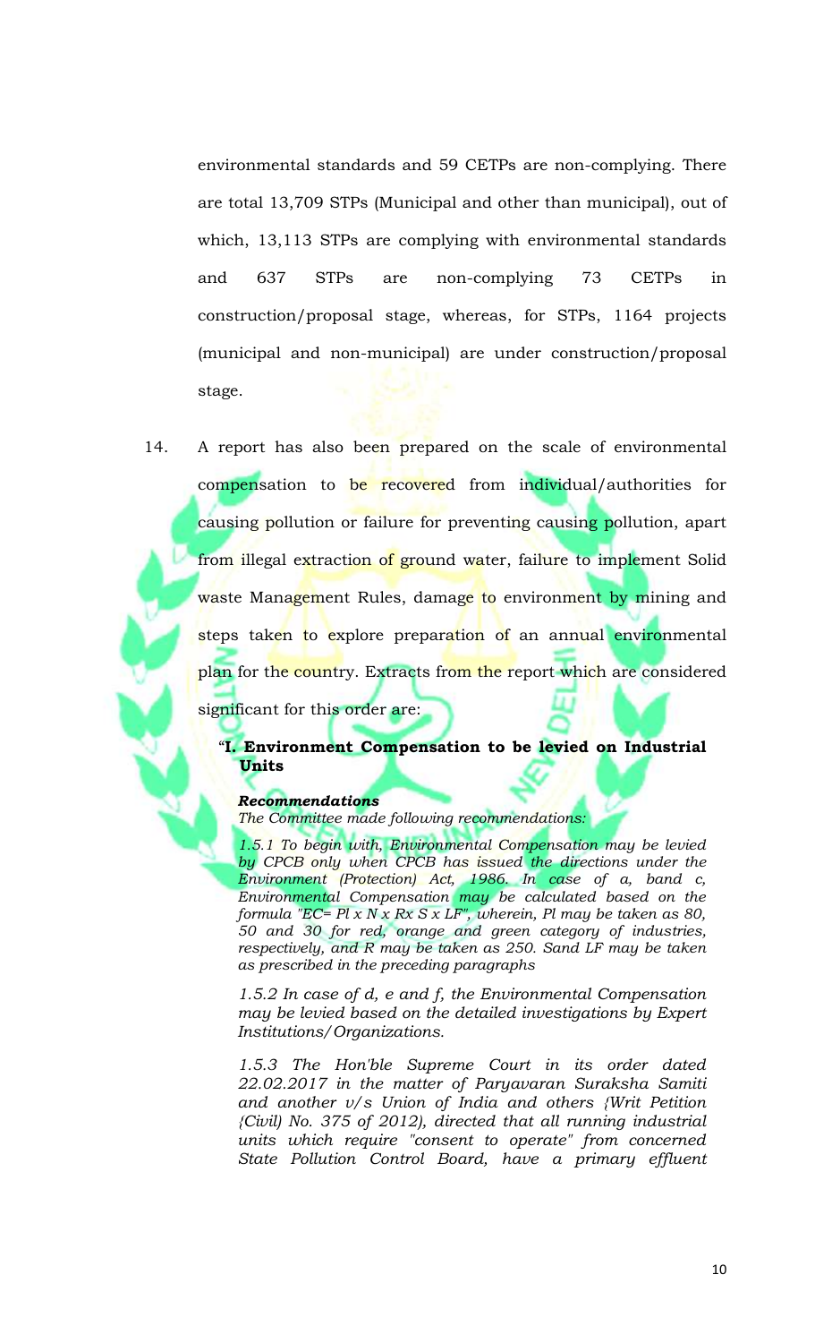environmental standards and 59 CETPs are non-complying. There are total 13,709 STPs (Municipal and other than municipal), out of which, 13,113 STPs are complying with environmental standards and 637 STPs are non-complying 73 CETPs in construction/proposal stage, whereas, for STPs, 1164 projects (municipal and non-municipal) are under construction/proposal stage.

14. A report has also been prepared on the scale of environmental compensation to be recovered from individual/authorities for causing pollution or failure for preventing causing pollution, apart from illegal extraction of ground water, failure to implement Solid waste Management Rules, damage to environment by mining and steps taken to explore preparation of an annual environmental plan for the country. Extracts from the report which are considered significant for this order are:

> "**I. Environment Compensation to be levied on Industrial Units**
>
> ***Recommendations***
>
> *The Committee made following recommendations:*
>
> *1.5.1 To begin with, Environmental Compensation may be levied by CPCB only when CPCB has issued the directions under the Environment (Protection) Act, 1986. In case of a, band c, Environmental Compensation may be calculated based on the formula "EC= Pl x N x Rx S x LF", wherein, Pl may be taken as 80, 50 and 30 for red, orange and green category of industries, respectively, and R may be taken as 250. Sand LF may be taken as prescribed in the preceding paragraphs*
>
> *1.5.2 In case of d, e and f, the Environmental Compensation may be levied based on the detailed investigations by Expert Institutions/Organizations.*
>
> *1.5.3 The Hon'ble Supreme Court in its order dated 22.02.2017 in the matter of Paryavaran Suraksha Samiti and another v/s Union of India and others {Writ Petition (Civil) No. 375 of 2012), directed that all running industrial units which require "consent to operate" from concerned State Pollution Control Board, have a primary effluent*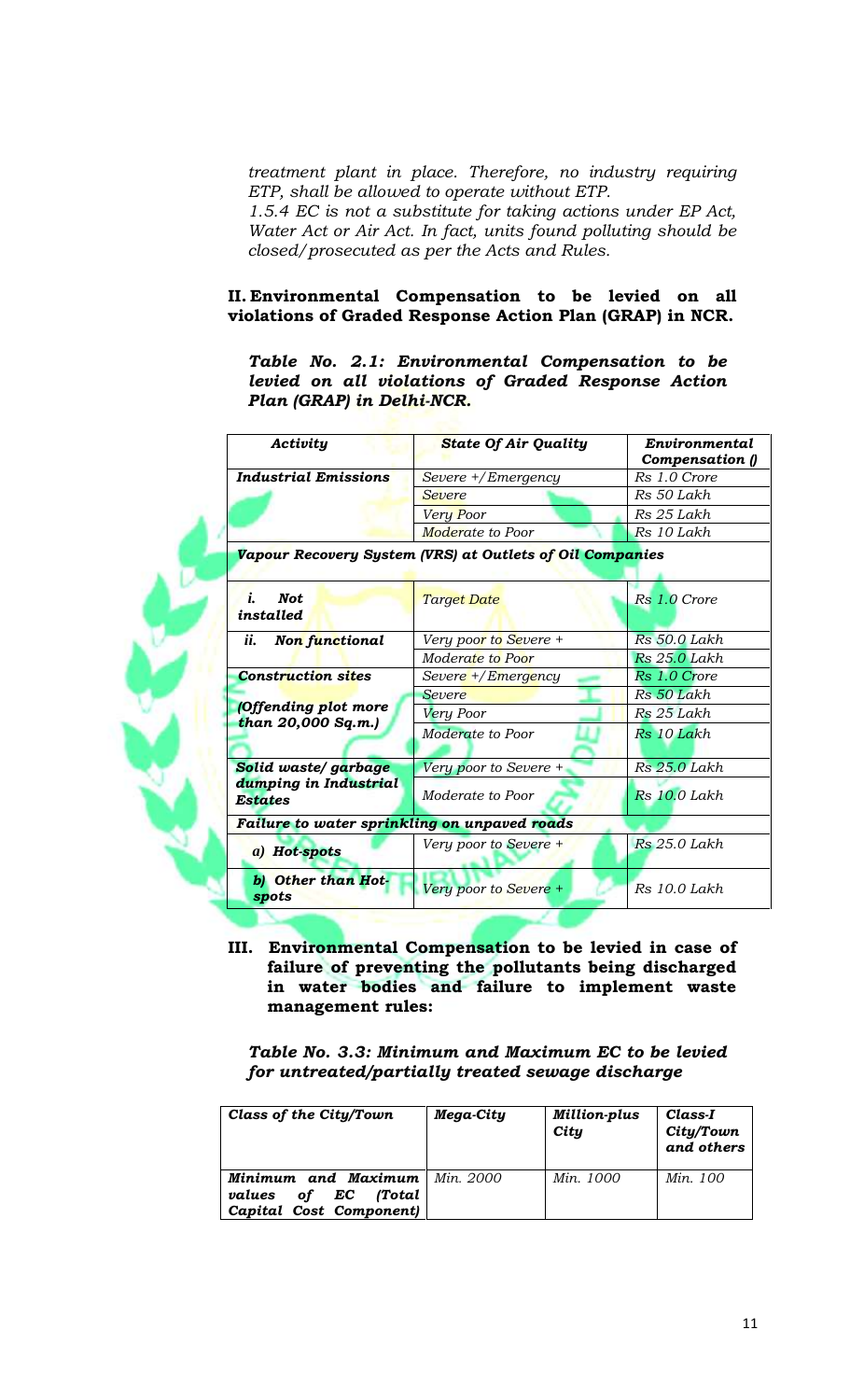*treatment plant in place. Therefore, no industry requiring ETP, shall be allowed to operate without ETP.*
*1.5.4 EC is not a substitute for taking actions under EP Act, Water Act or Air Act. In fact, units found polluting should be closed/prosecuted as per the Acts and Rules.*

## II. Environmental Compensation to be levied on all violations of Graded Response Action Plan (GRAP) in NCR.

***Table No. 2.1: Environmental Compensation to be levied on all violations of Graded Response Action Plan (GRAP) in Delhi-NCR.***

| *Activity* | *State Of Air Quality* | *Environmental Compensation ()* |
|---|---|---|
| ***Industrial Emissions*** | *Severe +/Emergency* | *Rs 1.0 Crore* |
| | *Severe* | *Rs 50 Lakh* |
| | *Very Poor* | *Rs 25 Lakh* |
| | *Moderate to Poor* | *Rs 10 Lakh* |
| ***Vapour Recovery System (VRS) at Outlets of Oil Companies*** | | |
| ***i. Not installed*** | *Target Date* | *Rs 1.0 Crore* |
| ***ii. Non functional*** | *Very poor to Severe +* | *Rs 50.0 Lakh* |
| | *Moderate to Poor* | *Rs 25.0 Lakh* |
| ***Construction sites*** ***(Offending plot more than 20,000 Sq.m.)*** | *Severe +/Emergency* | *Rs 1.0 Crore* |
| | *Severe* | *Rs 50 Lakh* |
| | *Very Poor* | *Rs 25 Lakh* |
| | *Moderate to Poor* | *Rs 10 Lakh* |
| ***Solid waste/ garbage dumping in Industrial Estates*** | *Very poor to Severe +* | *Rs 25.0 Lakh* |
| | *Moderate to Poor* | *Rs 10.0 Lakh* |
| ***Failure to water sprinkling on unpaved roads*** | | |
| ***a) Hot-spots*** | *Very poor to Severe +* | *Rs 25.0 Lakh* |
| ***b) Other than Hot-spots*** | *Very poor to Severe +* | *Rs 10.0 Lakh* |

## III. Environmental Compensation to be levied in case of failure of preventing the pollutants being discharged in water bodies and failure to implement waste management rules:

***Table No. 3.3: Minimum and Maximum EC to be levied for untreated/partially treated sewage discharge***

| *Class of the City/Town* | *Mega-City* | *Million-plus City* | *Class-I City/Town and others* |
|---|---|---|---|
| ***Minimum and Maximum values of EC (Total Capital Cost Component)*** | *Min. 2000* | *Min. 1000* | *Min. 100* |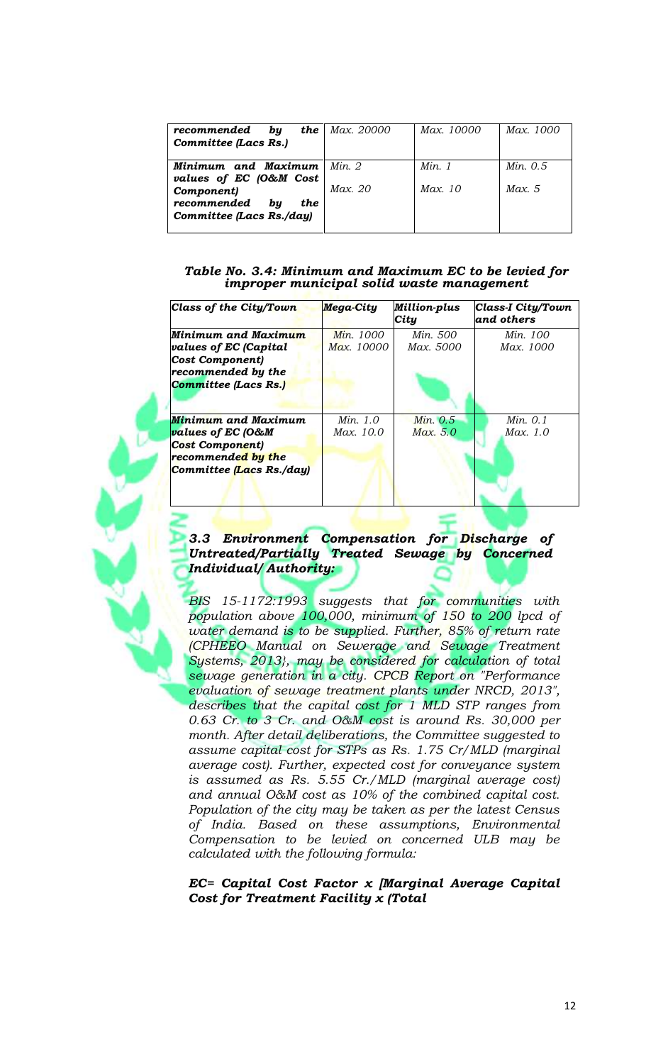| | | | |
|---|---|---|---|
| *recommended by the Committee (Lacs Rs.)* | *Max. 20000* | *Max. 10000* | *Max. 1000* |
| ***Minimum and Maximum values of EC (O&M Cost Component) recommended by the Committee (Lacs Rs./day)*** | *Min. 2*<br>*Max. 20* | *Min. 1*<br>*Max. 10* | *Min. 0.5*<br>*Max. 5* |

***Table No. 3.4: Minimum and Maximum EC to be levied for improper municipal solid waste management***

| *Class of the City/Town* | *Mega-City* | *Million-plus City* | *Class-I City/Town and others* |
|---|---|---|---|
| ***Minimum and Maximum values of EC (Capital Cost Component) recommended by the Committee (Lacs Rs.)*** | *Min. 1000*<br>*Max. 10000* | *Min. 500*<br>*Max. 5000* | *Min. 100*<br>*Max. 1000* |
| ***Minimum and Maximum values of EC (O&M Cost Component) recommended by the Committee (Lacs Rs./day)*** | *Min. 1.0*<br>*Max. 10.0* | *Min. 0.5*<br>*Max. 5.0* | *Min. 0.1*<br>*Max. 1.0* |

### *3.3 Environment Compensation for Discharge of Untreated/Partially Treated Sewage by Concerned Individual/ Authority:*

*BIS 15-1172:1993 suggests that for communities with population above 100,000, minimum of 150 to 200 lpcd of water demand is to be supplied. Further, 85% of return rate (CPHEEO Manual on Sewerage and Sewage Treatment Systems, 2013}, may be considered for calculation of total sewage generation in a city. CPCB Report on "Performance evaluation of sewage treatment plants under NRCD, 2013", describes that the capital cost for 1 MLD STP ranges from 0.63 Cr. to 3 Cr. and O&M cost is around Rs. 30,000 per month. After detail deliberations, the Committee suggested to assume capital cost for STPs as Rs. 1.75 Cr/MLD (marginal average cost). Further, expected cost for conveyance system is assumed as Rs. 5.55 Cr./MLD (marginal average cost) and annual O&M cost as 10% of the combined capital cost. Population of the city may be taken as per the latest Census of India. Based on these assumptions, Environmental Compensation to be levied on concerned ULB may be calculated with the following formula:*

***EC= Capital Cost Factor x [Marginal Average Capital Cost for Treatment Facility x (Total***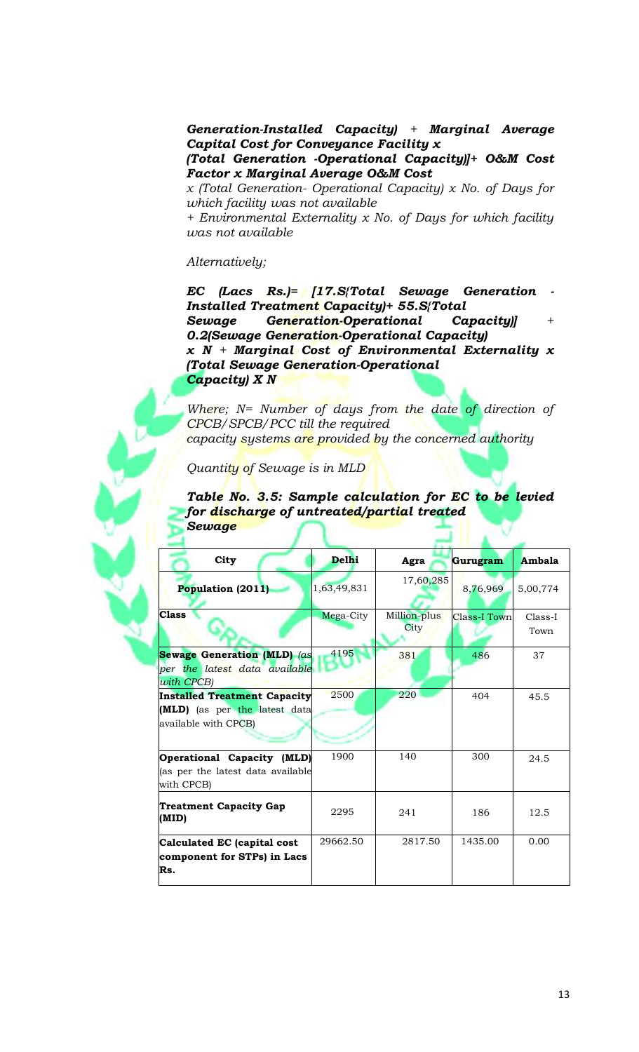***Generation-Installed Capacity) + Marginal Average Capital Cost for Conveyance Facility x (Total Generation -Operational Capacity)]+ O&M Cost Factor x Marginal Average O&M Cost***

*x (Total Generation- Operational Capacity) x No. of Days for which facility was not available*

*+ Environmental Externality x No. of Days for which facility was not available*

*Alternatively;*

***EC (Lacs Rs.)= [17.5(Total Sewage Generation - Installed Treatment Capacity)+ 55.5(Total Sewage Generation-Operational Capacity)] + 0.2(Sewage Generation-Operational Capacity) x N + Marginal Cost of Environmental Externality x (Total Sewage Generation-Operational Capacity) X N***

*Where; N= Number of days from the date of direction of CPCB/SPCB/PCC till the required capacity systems are provided by the concerned authority*

*Quantity of Sewage is in MLD*

***Table No. 3.5: Sample calculation for EC to be levied for discharge of untreated/partial treated Sewage***

| City | Delhi | Agra | Gurugram | Ambala |
|---|---|---|---|---|
| **Population (2011)** | 1,63,49,831 | 17,60,285 | 8,76,969 | 5,00,774 |
| **Class** | Mega-City | Million-plus City | Class-I Town | Class-I Town |
| **Sewage Generation (MLD)** *(as per the latest data available with CPCB)* | 4195 | 381 | 486 | 37 |
| **Installed Treatment Capacity (MLD)** (as per the latest data available with CPCB) | 2500 | 220 | 404 | 45.5 |
| **Operational Capacity (MLD)** (as per the latest data available with CPCB) | 1900 | 140 | 300 | 24.5 |
| **Treatment Capacity Gap (MID)** | 2295 | 241 | 186 | 12.5 |
| **Calculated EC (capital cost component for STPs) in Lacs Rs.** | 29662.50 | 2817.50 | 1435.00 | 0.00 |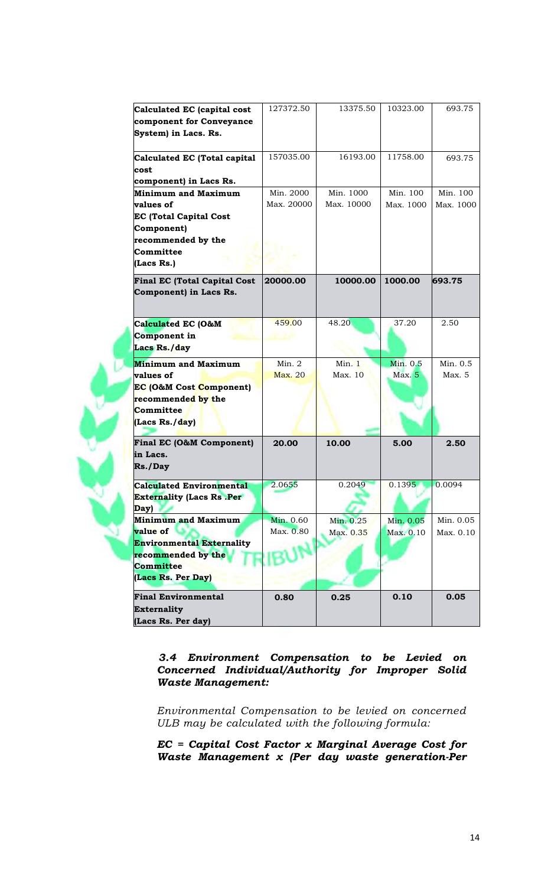| | | | | |
|---|---|---|---|---|
| **Calculated EC (capital cost component for Conveyance System) in Lacs. Rs.** | 127372.50 | 13375.50 | 10323.00 | 693.75 |
| **Calculated EC (Total capital cost component) in Lacs Rs.** | 157035.00 | 16193.00 | 11758.00 | 693.75 |
| **Minimum and Maximum values of EC (Total Capital Cost Component) recommended by the Committee (Lacs Rs.)** | Min. 2000 Max. 20000 | Min. 1000 Max. 10000 | Min. 100 Max. 1000 | Min. 100 Max. 1000 |
| **Final EC (Total Capital Cost Component) in Lacs Rs.** | **20000.00** | **10000.00** | **1000.00** | **693.75** |
| **Calculated EC (O&M Component in Lacs Rs./day** | 459.00 | 48.20 | 37.20 | 2.50 |
| **Minimum and Maximum values of EC (O&M Cost Component) recommended by the Committee (Lacs Rs./day)** | Min. 2 Max. 20 | Min. 1 Max. 10 | Min. 0.5 Max. 5 | Min. 0.5 Max. 5 |
| **Final EC (O&M Component) in Lacs. Rs./Day** | **20.00** | **10.00** | **5.00** | **2.50** |
| **Calculated Environmental Externality (Lacs Rs .Per Day)** | 2.0655 | 0.2049 | 0.1395 | 0.0094 |
| **Minimum and Maximum value of Environmental Externality recommended by the Committee (Lacs Rs. Per Day)** | Min. 0.60 Max. 0.80 | Min. 0.25 Max. 0.35 | Min. 0.05 Max. 0.10 | Min. 0.05 Max. 0.10 |
| **Final Environmental Externality (Lacs Rs. Per day)** | **0.80** | **0.25** | **0.10** | **0.05** |

### *3.4 Environment Compensation to be Levied on Concerned Individual/Authority for Improper Solid Waste Management:*

*Environmental Compensation to be levied on concerned ULB may be calculated with the following formula:*

***EC = Capital Cost Factor x Marginal Average Cost for Waste Management x (Per day waste generation-Per***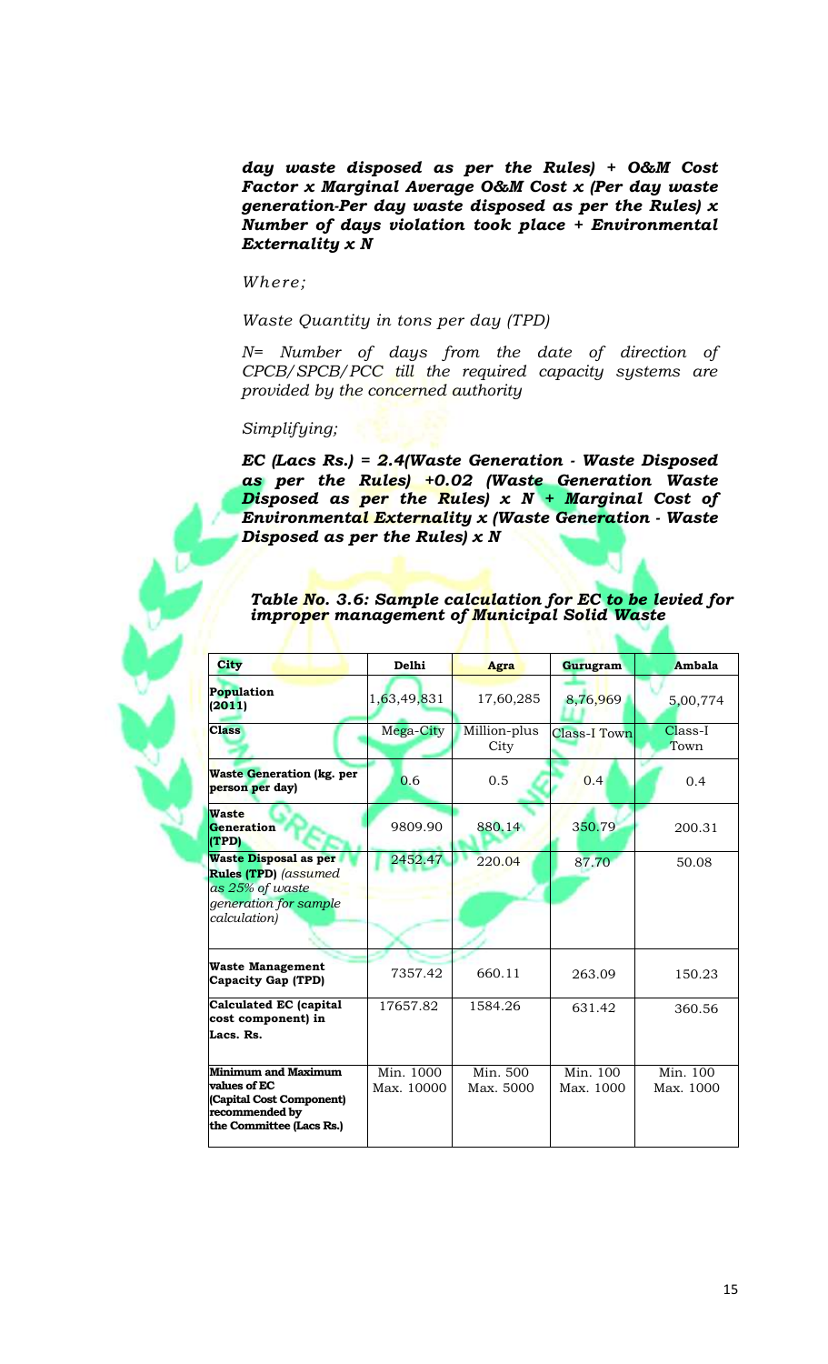***day waste disposed as per the Rules) + O&M Cost Factor x Marginal Average O&M Cost x (Per day waste generation-Per day waste disposed as per the Rules) x Number of days violation took place + Environmental Externality x N***

*Where;*

*Waste Quantity in tons per day (TPD)*

*N= Number of days from the date of direction of CPCB/SPCB/PCC till the required capacity systems are provided by the concerned authority*

*Simplifying;*

***EC (Lacs Rs.) = 2.4(Waste Generation - Waste Disposed as per the Rules) +0.02 (Waste Generation Waste Disposed as per the Rules) x N + Marginal Cost of Environmental Externality x (Waste Generation - Waste Disposed as per the Rules) x N***

***Table No. 3.6: Sample calculation for EC to be levied for improper management of Municipal Solid Waste***

| City | Delhi | Agra | Gurugram | Ambala |
|---|---|---|---|---|
| **Population (2011)** | 1,63,49,831 | 17,60,285 | 8,76,969 | 5,00,774 |
| **Class** | Mega-City | Million-plus City | Class-I Town | Class-I Town |
| **Waste Generation (kg. per person per day)** | 0.6 | 0.5 | 0.4 | 0.4 |
| **Waste Generation (TPD)** | 9809.90 | 880.14 | 350.79 | 200.31 |
| **Waste Disposal as per Rules (TPD)** *(assumed as 25% of waste generation for sample calculation)* | 2452.47 | 220.04 | 87.70 | 50.08 |
| **Waste Management Capacity Gap (TPD)** | 7357.42 | 660.11 | 263.09 | 150.23 |
| **Calculated EC (capital cost component) in Lacs. Rs.** | 17657.82 | 1584.26 | 631.42 | 360.56 |
| **Minimum and Maximum values of EC (Capital Cost Component) recommended by the Committee (Lacs Rs.)** | Min. 1000 Max. 10000 | Min. 500 Max. 5000 | Min. 100 Max. 1000 | Min. 100 Max. 1000 |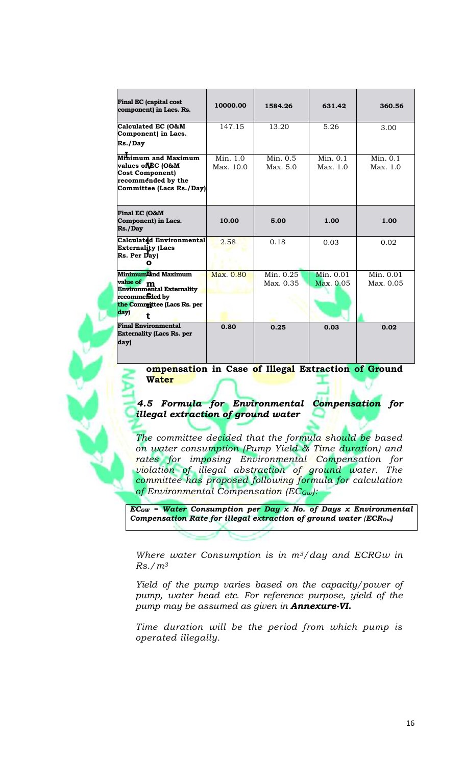| Final EC (capital cost component) in Lacs. Rs. | 10000.00 | 1584.26 | 631.42 | 360.56 |
|---|---|---|---|---|
| Calculated EC (O&M Component) in Lacs. Rs./Day | 147.15 | 13.20 | 5.26 | 3.00 |
| Minimum and Maximum values of EC (O&M Cost Component) recommended by the Committee (Lacs Rs./Day) | Min. 1.0 Max. 10.0 | Min. 0.5 Max. 5.0 | Min. 0.1 Max. 1.0 | Min. 0.1 Max. 1.0 |
| Final EC (O&M Component) in Lacs. Rs./Day | 10.00 | 5.00 | 1.00 | 1.00 |
| Calculated Environmental Externality (Lacs Rs. Per Day) | 2.58 | 0.18 | 0.03 | 0.02 |
| Minimum and Maximum value of Environmental Externality recommended by the Committee (Lacs Rs. per day) | Max. 0.80 | Min. 0.25 Max. 0.35 | Min. 0.01 Max. 0.05 | Min. 0.01 Max. 0.05 |
| Final Environmental Externality (Lacs Rs. per day) | 0.80 | 0.25 | 0.03 | 0.02 |

**ompensation in Case of Illegal Extraction of Ground Water**

### *4.5 Formula for Environmental Compensation for illegal extraction of ground water*

*The committee decided that the formula should be based on water consumption (Pump Yield & Time duration) and rates for imposing Environmental Compensation for violation of illegal abstraction of ground water. The committee has proposed following formula for calculation of Environmental Compensation ($EC_{Gw}$):*

***$EC_{GW}$ = Water Consumption per Day x No. of Days x Environmental Compensation Rate for illegal extraction of ground water ($ECR_{Gw}$)***

*Where water Consumption is in $m^3$/day and ECRGw in Rs./$m^3$*

*Yield of the pump varies based on the capacity/power of pump, water head etc. For reference purpose, yield of the pump may be assumed as given in **Annexure-VI.***

*Time duration will be the period from which pump is operated illegally.*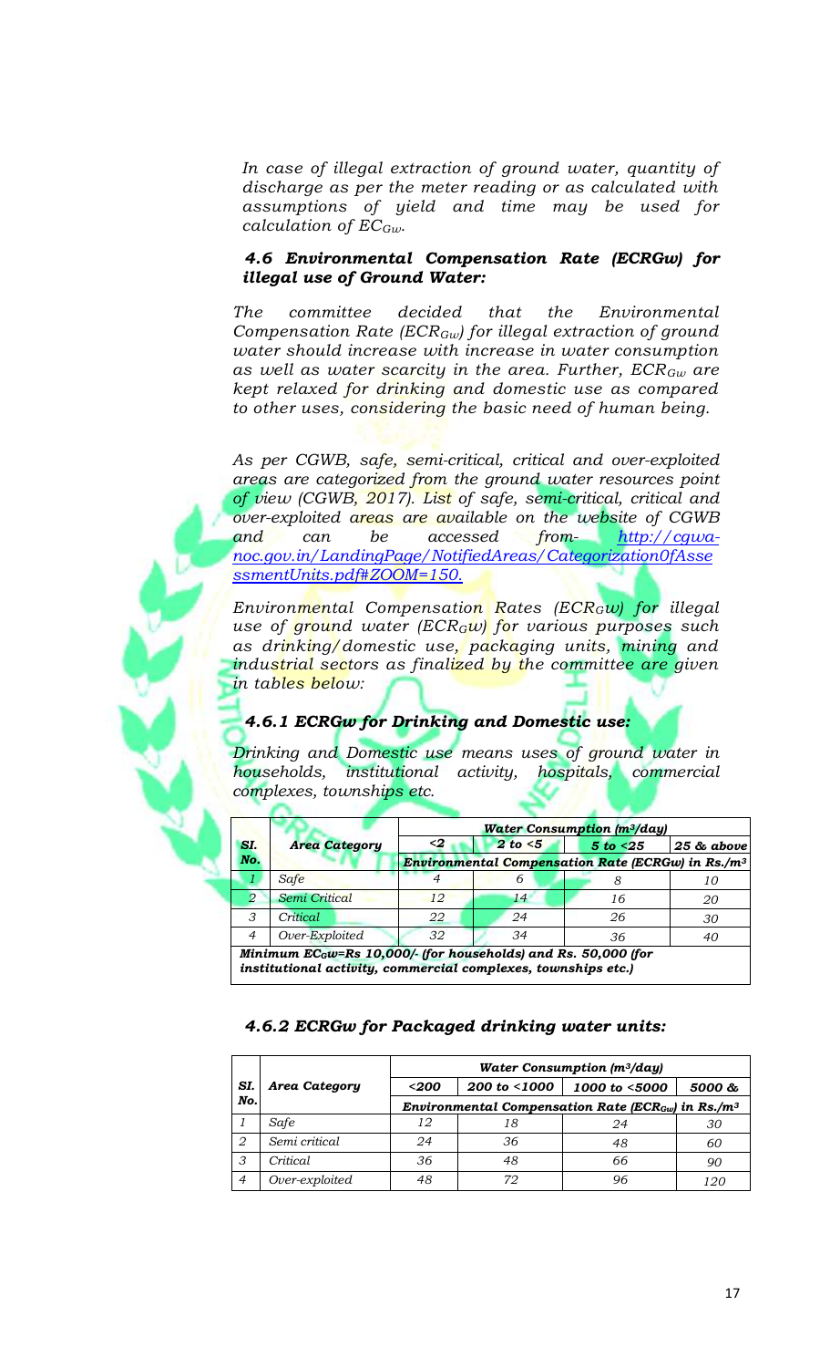*In case of illegal extraction of ground water, quantity of discharge as per the meter reading or as calculated with assumptions of yield and time may be used for calculation of $EC_{Gw}$.*

### *4.6 Environmental Compensation Rate (ECRGw) for illegal use of Ground Water:*

*The committee decided that the Environmental Compensation Rate ($ECR_{Gw}$) for illegal extraction of ground water should increase with increase in water consumption as well as water scarcity in the area. Further, $ECR_{Gw}$ are kept relaxed for drinking and domestic use as compared to other uses, considering the basic need of human being.*

*As per CGWB, safe, semi-critical, critical and over-exploited areas are categorized from the ground water resources point of view (CGWB, 2017). List of safe, semi-critical, critical and over-exploited areas are available on the website of CGWB and can be accessed from- [http://cgwa-noc.gov.in/LandingPage/NotifiedAreas/Categorization0fAssessmentUnits.pdf#ZOOM=150](http://cgwa-noc.gov.in/LandingPage/NotifiedAreas/Categorization0fAssessmentUnits.pdf#ZOOM=150).*

*Environmental Compensation Rates ($ECR_{GW}$) for illegal use of ground water ($ECR_{GW}$) for various purposes such as drinking/domestic use, packaging units, mining and industrial sectors as finalized by the committee are given in tables below:*

#### *4.6.1 ECRGw for Drinking and Domestic use:*

*Drinking and Domestic use means uses of ground water in households, institutional activity, hospitals, commercial complexes, townships etc.*

| SI. No. | Area Category | Water Consumption ($m^3$/day) | | | |
|---|---|---|---|---|---|
| | | <2 | 2 to <5 | 5 to <25 | 25 & above |
| | | Environmental Compensation Rate (ECRGw) in Rs./$m^3$ | | | |
| 1 | Safe | 4 | 6 | 8 | 10 |
| 2 | Semi Critical | 12 | 14 | 16 | 20 |
| 3 | Critical | 22 | 24 | 26 | 30 |
| 4 | Over-Exploited | 32 | 34 | 36 | 40 |
| Minimum $EC_{GW}$=Rs 10,000/- (for households) and Rs. 50,000 (for institutional activity, commercial complexes, townships etc.) | | | | | |

#### *4.6.2 ECRGw for Packaged drinking water units:*

| SI. No. | Area Category | Water Consumption ($m^3$/day) | | | |
|---|---|---|---|---|---|
| | | <200 | 200 to <1000 | 1000 to <5000 | 5000 & |
| | | Environmental Compensation Rate ($ECR_{Gw}$) in Rs./$m^3$ | | | |
| 1 | Safe | 12 | 18 | 24 | 30 |
| 2 | Semi critical | 24 | 36 | 48 | 60 |
| 3 | Critical | 36 | 48 | 66 | 90 |
| 4 | Over-exploited | 48 | 72 | 96 | 120 |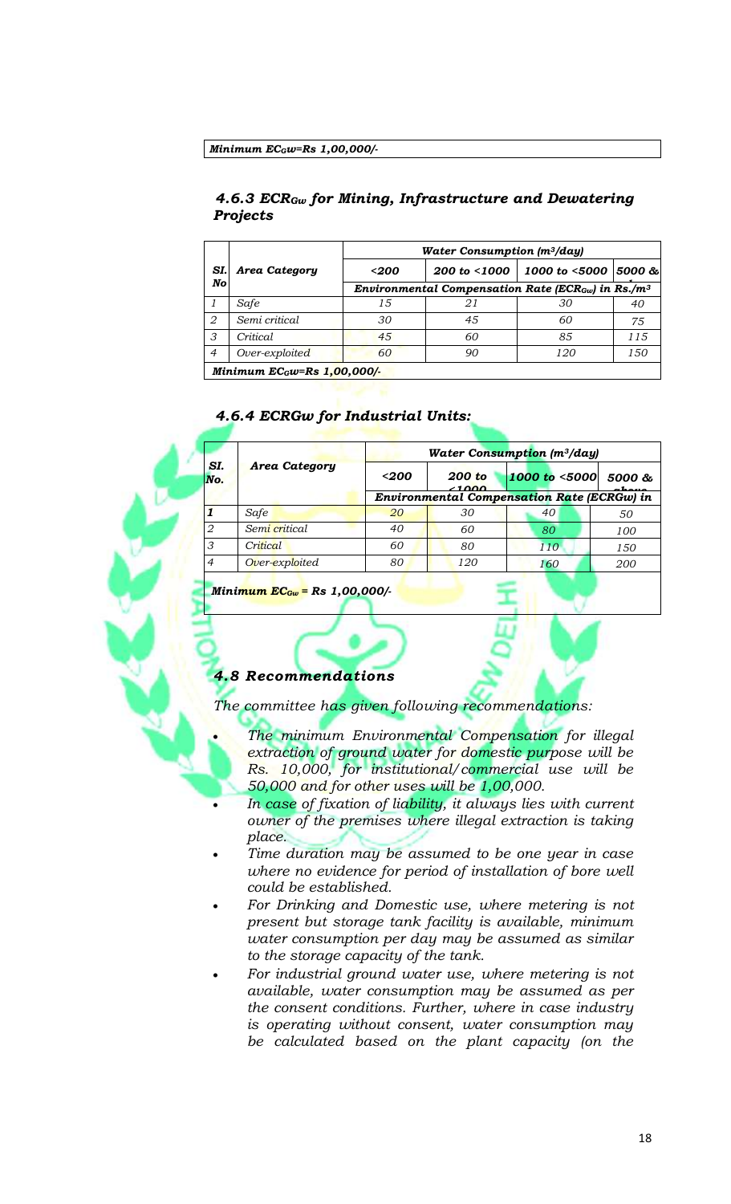*Minimum $EC_{GW}$=Rs 1,00,000/-*

### *4.6.3 $ECR_{Gw}$ for Mining, Infrastructure and Dewatering Projects*

| Sl. No | Area Category | Water Consumption ($m^3$/day) | | | |
|---|---|---|---|---|---|
| | | <200 | 200 to <1000 | 1000 to <5000 | 5000 & above |
| | | Environmental Compensation Rate ($ECR_{Gw}$) in Rs./$m^3$ | | | |
| 1 | Safe | 15 | 21 | 30 | 40 |
| 2 | Semi critical | 30 | 45 | 60 | 75 |
| 3 | Critical | 45 | 60 | 85 | 115 |
| 4 | Over-exploited | 60 | 90 | 120 | 150 |
| *Minimum $EC_{GW}$=Rs 1,00,000/-* | | | | | |

### *4.6.4 ECRGw for Industrial Units:*

| Sl. No. | Area Category | Water Consumption ($m^3$/day) | | | |
|---|---|---|---|---|---|
| | | <200 | 200 to <1000 | 1000 to <5000 | 5000 & above |
| | | Environmental Compensation Rate (ECRGw) in | | | |
| 1 | Safe | 20 | 30 | 40 | 50 |
| 2 | Semi critical | 40 | 60 | 80 | 100 |
| 3 | Critical | 60 | 80 | 110 | 150 |
| 4 | Over-exploited | 80 | 120 | 160 | 200 |
| *Minimum $EC_{Gw}$ = Rs 1,00,000/-* | | | | | |

### *4.8 Recommendations*

*The committee has given following recommendations:*

- *The minimum Environmental Compensation for illegal extraction of ground water for domestic purpose will be Rs. 10,000, for institutional/commercial use will be 50,000 and for other uses will be 1,00,000.*
- *In case of fixation of liability, it always lies with current owner of the premises where illegal extraction is taking place.*
- *Time duration may be assumed to be one year in case where no evidence for period of installation of bore well could be established.*
- *For Drinking and Domestic use, where metering is not present but storage tank facility is available, minimum water consumption per day may be assumed as similar to the storage capacity of the tank.*
- *For industrial ground water use, where metering is not available, water consumption may be assumed as per the consent conditions. Further, where in case industry is operating without consent, water consumption may be calculated based on the plant capacity (on the*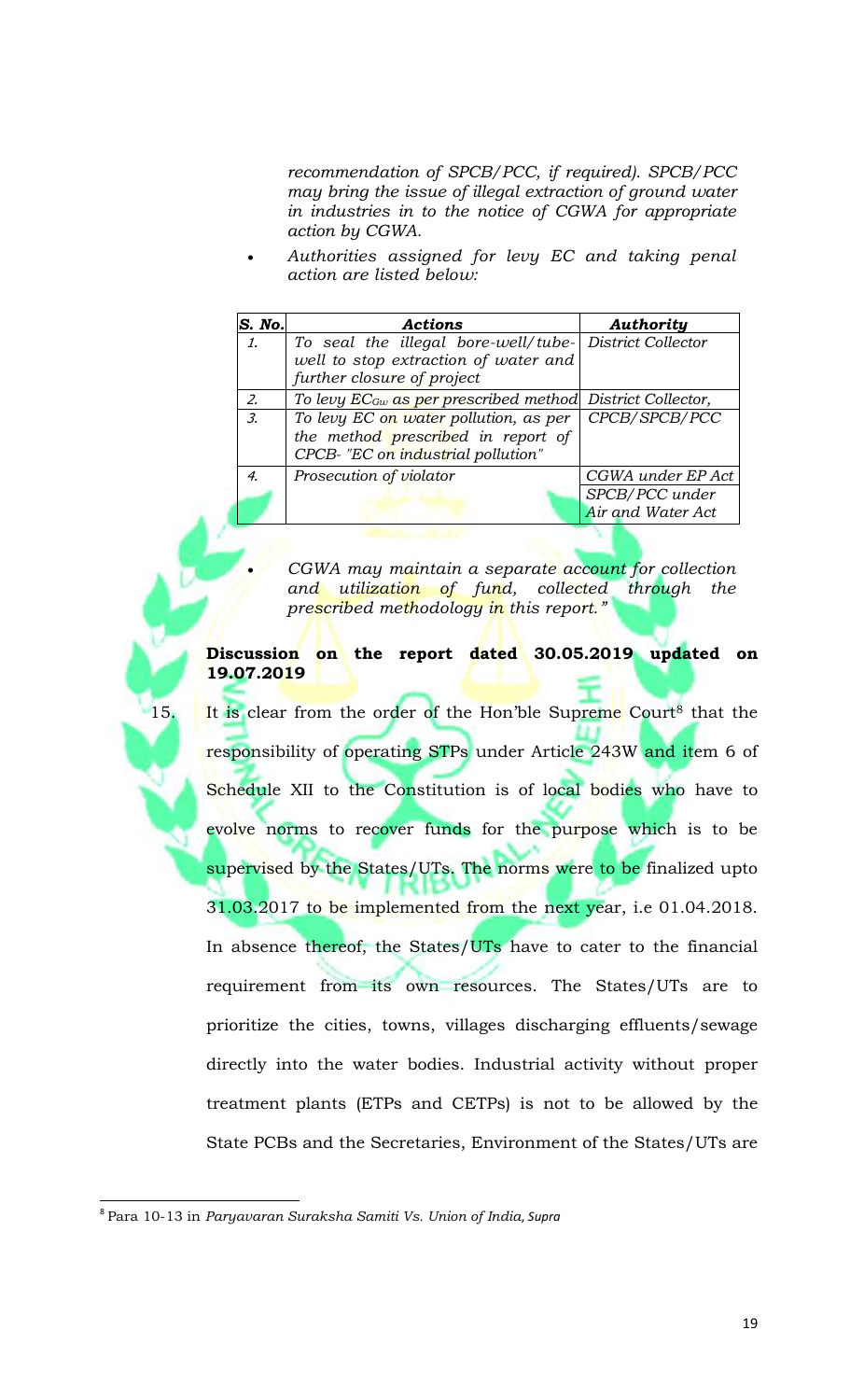*recommendation of SPCB/PCC, if required). SPCB/PCC may bring the issue of illegal extraction of ground water in industries in to the notice of CGWA for appropriate action by CGWA.*

- *Authorities assigned for levy EC and taking penal action are listed below:*

| *S. No.* | *Actions* | *Authority* |
|---|---|---|
| *1.* | *To seal the illegal bore-well/tube-well to stop extraction of water and further closure of project* | *District Collector* |
| *2.* | *To levy $EC_{Gw}$ as per prescribed method* | *District Collector,* |
| *3.* | *To levy EC on water pollution, as per the method prescribed in report of CPCB- "EC on industrial pollution"* | *CPCB/SPCB/PCC* |
| *4.* | *Prosecution of violator* | *CGWA under EP Act* <br> *SPCB/PCC under Air and Water Act* |

- *CGWA may maintain a separate account for collection and utilization of fund, collected through the prescribed methodology in this report."*

**Discussion on the report dated 30.05.2019 updated on 19.07.2019**

15. It is clear from the order of the Hon'ble Supreme Court[8] that the responsibility of operating STPs under Article 243W and item 6 of Schedule XII to the Constitution is of local bodies who have to evolve norms to recover funds for the purpose which is to be supervised by the States/UTs. The norms were to be finalized upto 31.03.2017 to be implemented from the next year, i.e 01.04.2018. In absence thereof, the States/UTs have to cater to the financial requirement from its own resources. The States/UTs are to prioritize the cities, towns, villages discharging effluents/sewage directly into the water bodies. Industrial activity without proper treatment plants (ETPs and CETPs) is not to be allowed by the State PCBs and the Secretaries, Environment of the States/UTs are

---

[8] Para 10-13 in *Paryavaran Suraksha Samiti Vs. Union of India, Supra*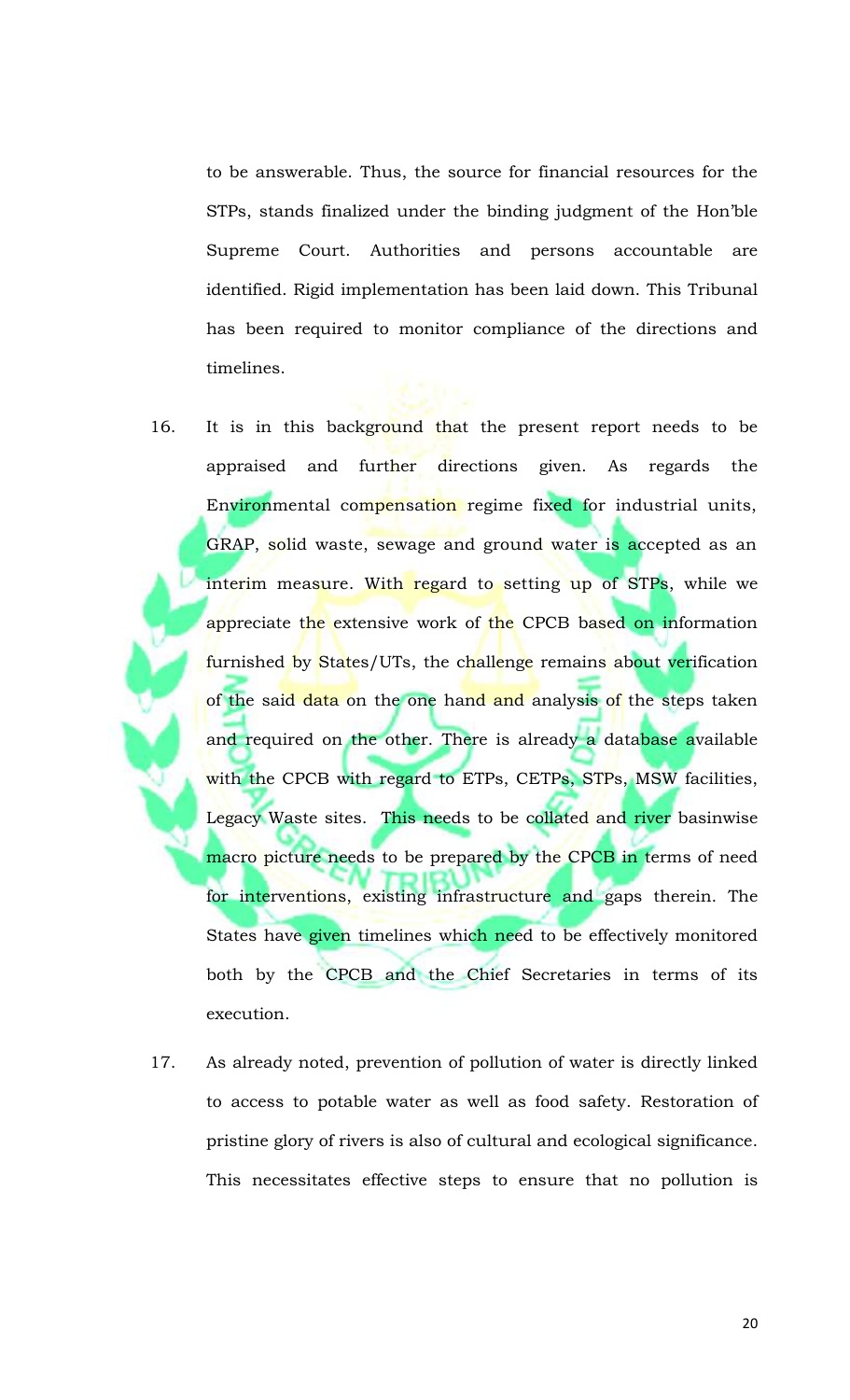to be answerable. Thus, the source for financial resources for the STPs, stands finalized under the binding judgment of the Hon'ble Supreme Court. Authorities and persons accountable are identified. Rigid implementation has been laid down. This Tribunal has been required to monitor compliance of the directions and timelines.

16. It is in this background that the present report needs to be appraised and further directions given. As regards the Environmental compensation regime fixed for industrial units, GRAP, solid waste, sewage and ground water is accepted as an interim measure. With regard to setting up of STPs, while we appreciate the extensive work of the CPCB based on information furnished by States/UTs, the challenge remains about verification of the said data on the one hand and analysis of the steps taken and required on the other. There is already a database available with the CPCB with regard to ETPs, CETPs, STPs, MSW facilities, Legacy Waste sites. This needs to be collated and river basinwise macro picture needs to be prepared by the CPCB in terms of need for interventions, existing infrastructure and gaps therein. The States have given timelines which need to be effectively monitored both by the CPCB and the Chief Secretaries in terms of its execution.

17. As already noted, prevention of pollution of water is directly linked to access to potable water as well as food safety. Restoration of pristine glory of rivers is also of cultural and ecological significance. This necessitates effective steps to ensure that no pollution is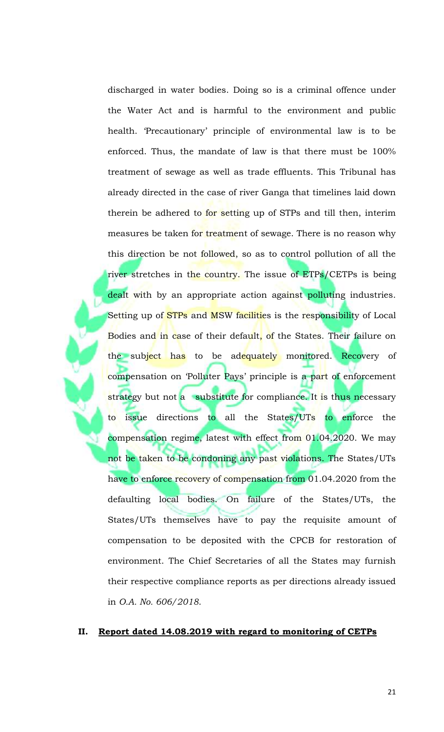discharged in water bodies. Doing so is a criminal offence under the Water Act and is harmful to the environment and public health. 'Precautionary' principle of environmental law is to be enforced. Thus, the mandate of law is that there must be 100% treatment of sewage as well as trade effluents. This Tribunal has already directed in the case of river Ganga that timelines laid down therein be adhered to for setting up of STPs and till then, interim measures be taken for treatment of sewage. There is no reason why this direction be not followed, so as to control pollution of all the river stretches in the country. The issue of ETPs/CETPs is being dealt with by an appropriate action against polluting industries. Setting up of STPs and MSW facilities is the responsibility of Local Bodies and in case of their default, of the States. Their failure on the subject has to be adequately monitored. Recovery of compensation on 'Polluter Pays' principle is a part of enforcement strategy but not a substitute for compliance. It is thus necessary to issue directions to all the States/UTs to enforce the compensation regime, latest with effect from 01.04.2020. We may not be taken to be condoning any past violations. The States/UTs have to enforce recovery of compensation from 01.04.2020 from the defaulting local bodies. On failure of the States/UTs, the States/UTs themselves have to pay the requisite amount of compensation to be deposited with the CPCB for restoration of environment. The Chief Secretaries of all the States may furnish their respective compliance reports as per directions already issued in *O.A. No. 606/2018*.

## II. Report dated 14.08.2019 with regard to monitoring of CETPs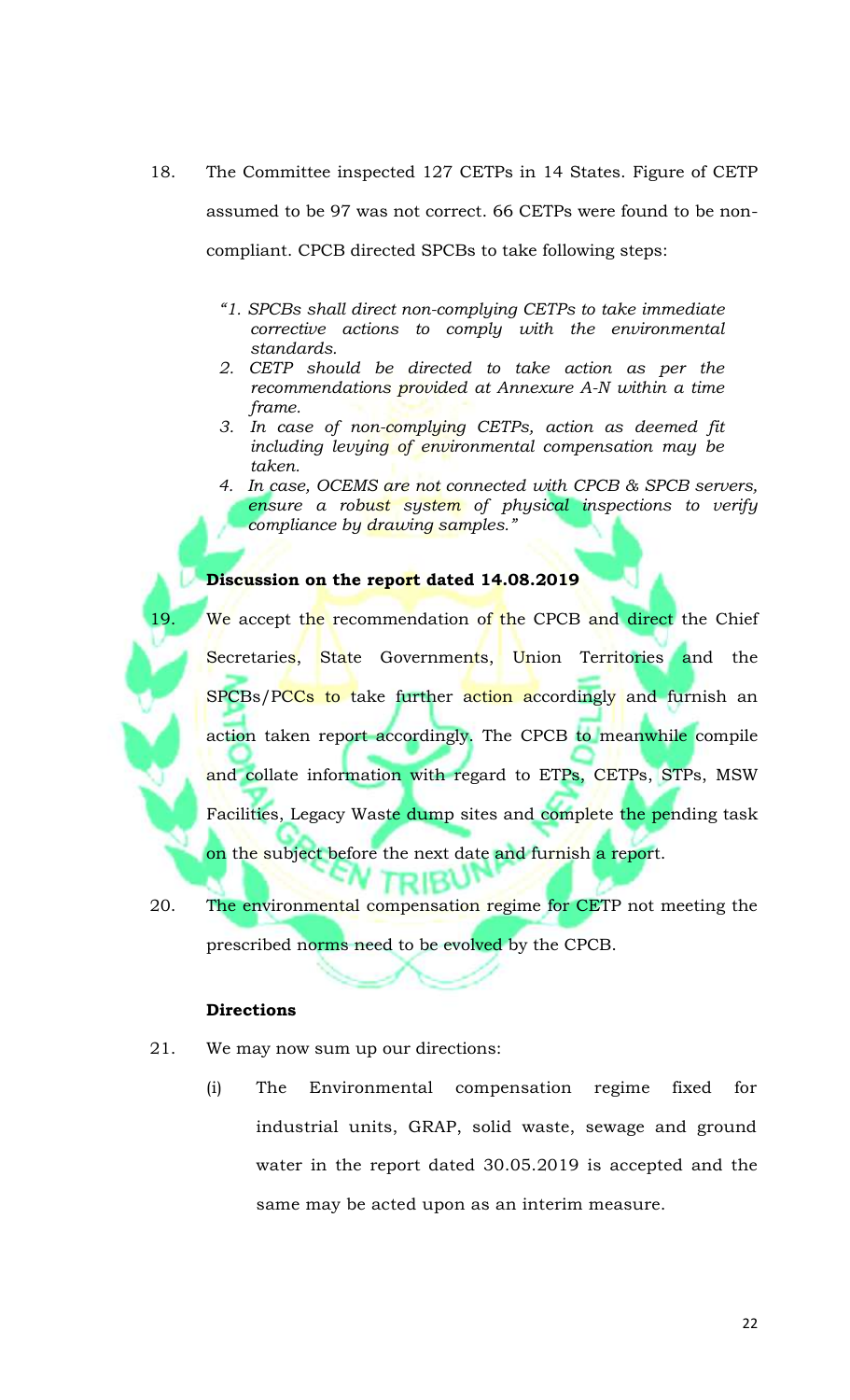18. The Committee inspected 127 CETPs in 14 States. Figure of CETP assumed to be 97 was not correct. 66 CETPs were found to be non-compliant. CPCB directed SPCBs to take following steps:

> *"1. SPCBs shall direct non-complying CETPs to take immediate corrective actions to comply with the environmental standards.*
> *2. CETP should be directed to take action as per the recommendations provided at Annexure A-N within a time frame.*
> *3. In case of non-complying CETPs, action as deemed fit including levying of environmental compensation may be taken.*
> *4. In case, OCEMS are not connected with CPCB & SPCB servers, ensure a robust system of physical inspections to verify compliance by drawing samples."*

**Discussion on the report dated 14.08.2019**

19. We accept the recommendation of the CPCB and direct the Chief Secretaries, State Governments, Union Territories and the SPCBs/PCCs to take further action accordingly and furnish an action taken report accordingly. The CPCB to meanwhile compile and collate information with regard to ETPs, CETPs, STPs, MSW Facilities, Legacy Waste dump sites and complete the pending task on the subject before the next date and furnish a report.

20. The environmental compensation regime for CETP not meeting the prescribed norms need to be evolved by the CPCB.

**Directions**

21. We may now sum up our directions:

(i) The Environmental compensation regime fixed for industrial units, GRAP, solid waste, sewage and ground water in the report dated 30.05.2019 is accepted and the same may be acted upon as an interim measure.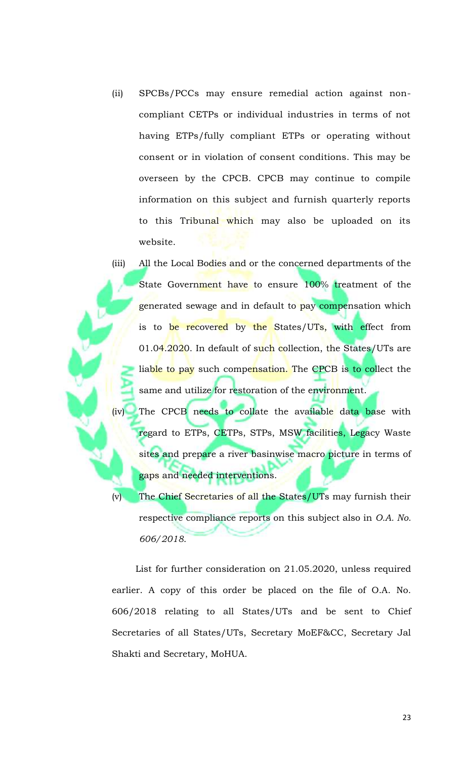(ii) SPCBs/PCCs may ensure remedial action against non-compliant CETPs or individual industries in terms of not having ETPs/fully compliant ETPs or operating without consent or in violation of consent conditions. This may be overseen by the CPCB. CPCB may continue to compile information on this subject and furnish quarterly reports to this Tribunal which may also be uploaded on its website.

(iii) All the Local Bodies and or the concerned departments of the State Government have to ensure 100% treatment of the generated sewage and in default to pay compensation which is to be recovered by the States/UTs, with effect from 01.04.2020. In default of such collection, the States/UTs are liable to pay such compensation. The CPCB is to collect the same and utilize for restoration of the environment.

(iv) The CPCB needs to collate the available data base with regard to ETPs, CETPs, STPs, MSW facilities, Legacy Waste sites and prepare a river basinwise macro picture in terms of gaps and needed interventions.

(v) The Chief Secretaries of all the States/UTs may furnish their respective compliance reports on this subject also in *O.A. No. 606/2018*.

List for further consideration on 21.05.2020, unless required earlier. A copy of this order be placed on the file of O.A. No. 606/2018 relating to all States/UTs and be sent to Chief Secretaries of all States/UTs, Secretary MoEF&CC, Secretary Jal Shakti and Secretary, MoHUA.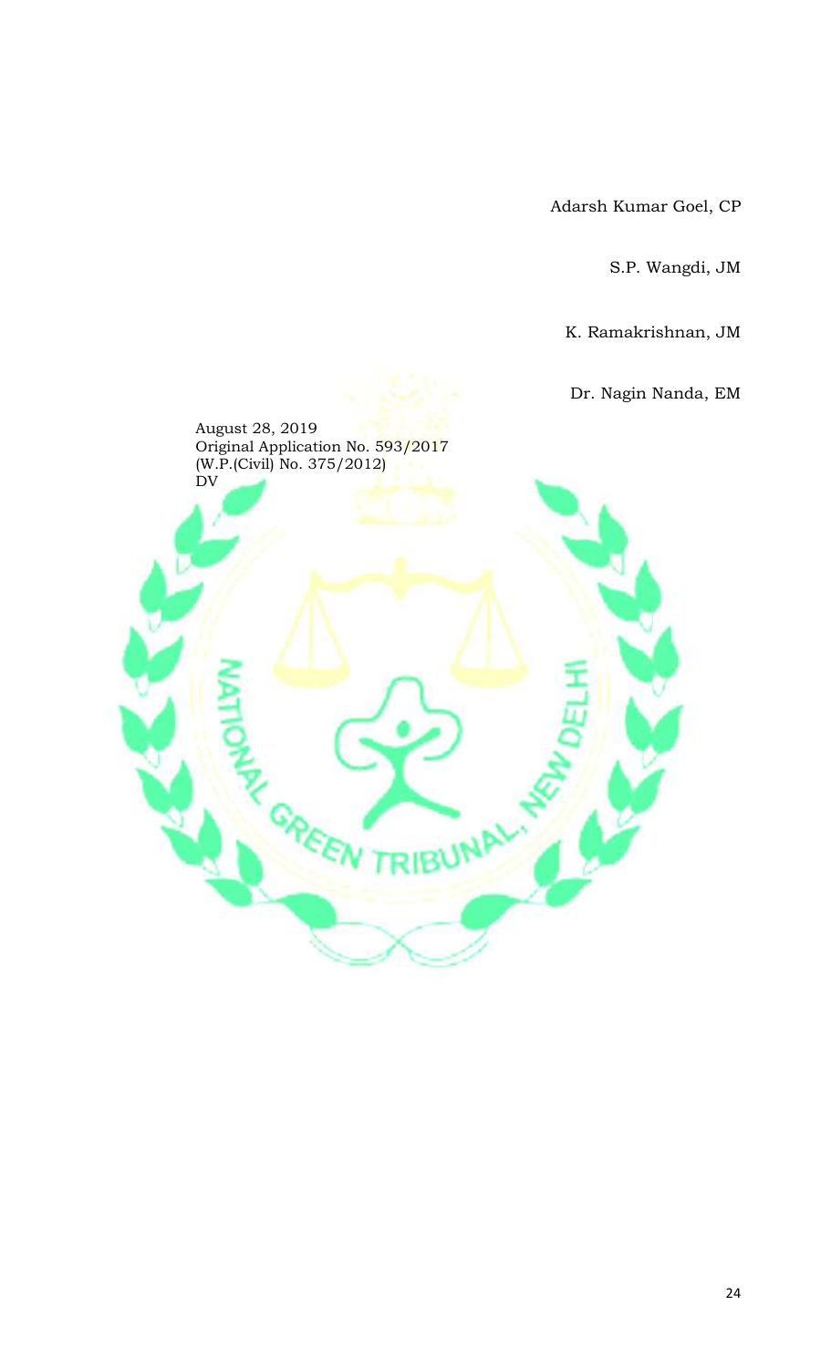Adarsh Kumar Goel, CP

S.P. Wangdi, JM

K. Ramakrishnan, JM

Dr. Nagin Nanda, EM

August 28, 2019
Original Application No. 593/2017
(W.P.(Civil) No. 375/2012)
DV